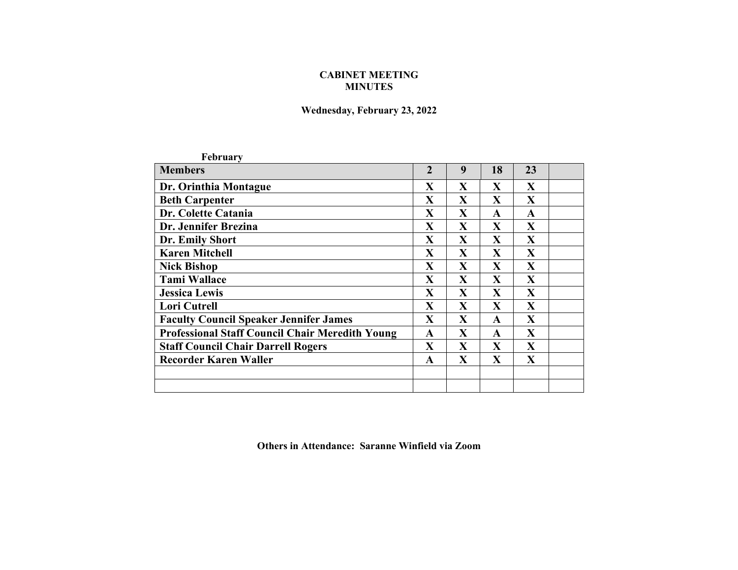# CABINET MEETING
# MINUTES

**Wednesday, February 23, 2022**

**February**

| Members | 2 | 9 | 18 | 23 | |
|---|---|---|---|---|---|
| Dr. Orinthia Montague | X | X | X | X | |
| Beth Carpenter | X | X | X | X | |
| Dr. Colette Catania | X | X | A | A | |
| Dr. Jennifer Brezina | X | X | X | X | |
| Dr. Emily Short | X | X | X | X | |
| Karen Mitchell | X | X | X | X | |
| Nick Bishop | X | X | X | X | |
| Tami Wallace | X | X | X | X | |
| Jessica Lewis | X | X | X | X | |
| Lori Cutrell | X | X | X | X | |
| Faculty Council Speaker Jennifer James | X | X | A | X | |
| Professional Staff Council Chair Meredith Young | A | X | A | X | |
| Staff Council Chair Darrell Rogers | X | X | X | X | |
| Recorder Karen Waller | A | X | X | X | |
| | | | | | |
| | | | | | |

**Others in Attendance: Saranne Winfield via Zoom**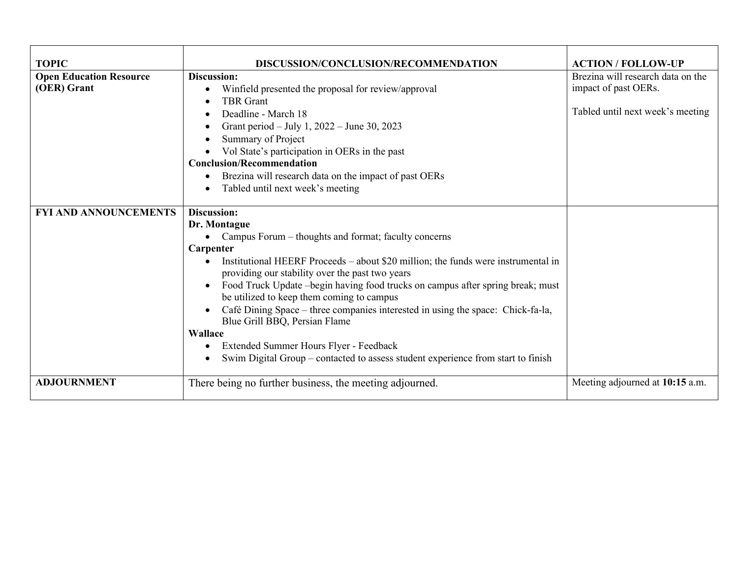| TOPIC | DISCUSSION/CONCLUSION/RECOMMENDATION | ACTION / FOLLOW-UP |
|---|---|---|
| **Open Education Resource (OER) Grant** | **Discussion:**<br>• Winfield presented the proposal for review/approval<br>• TBR Grant<br>• Deadline - March 18<br>• Grant period – July 1, 2022 – June 30, 2023<br>• Summary of Project<br>• Vol State's participation in OERs in the past<br>**Conclusion/Recommendation**<br>• Brezina will research data on the impact of past OERs<br>• Tabled until next week's meeting | Brezina will research data on the impact of past OERs.<br><br>Tabled until next week's meeting |
| **FYI AND ANNOUNCEMENTS** | **Discussion:**<br>**Dr. Montague**<br>• Campus Forum – thoughts and format; faculty concerns<br>**Carpenter**<br>• Institutional HEERF Proceeds – about $20 million; the funds were instrumental in providing our stability over the past two years<br>• Food Truck Update –begin having food trucks on campus after spring break; must be utilized to keep them coming to campus<br>• Café Dining Space – three companies interested in using the space: Chick-fa-la, Blue Grill BBQ, Persian Flame<br>**Wallace**<br>• Extended Summer Hours Flyer - Feedback<br>• Swim Digital Group – contacted to assess student experience from start to finish | |
| **ADJOURNMENT** | There being no further business, the meeting adjourned. | Meeting adjourned at **10:15** a.m. |